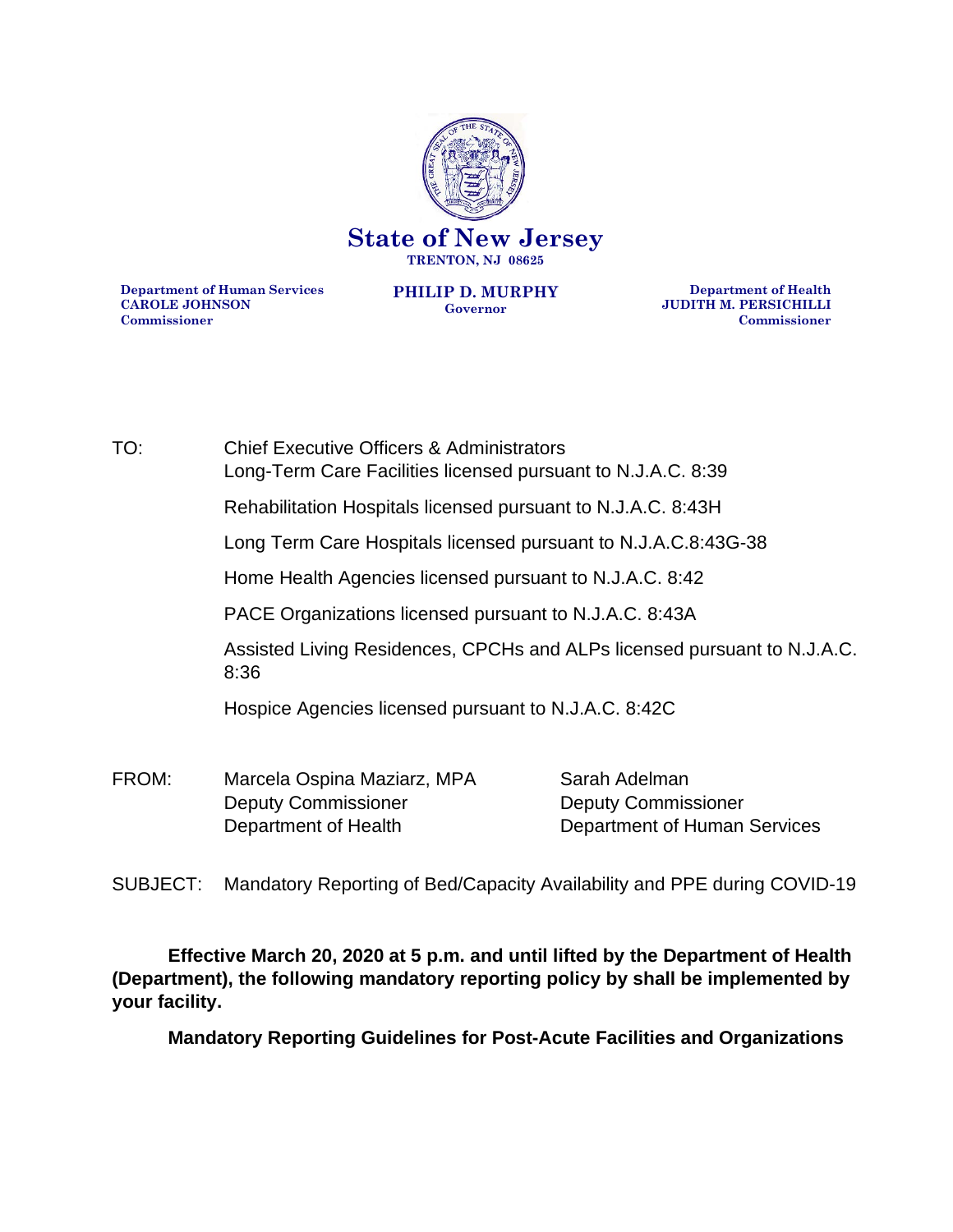**State of New Jersey**

**TRENTON, NJ 08625**

**Department of Human Services**
**CAROLE JOHNSON**
**Commissioner**

**PHILIP D. MURPHY**
**Governor**

**Department of Health**
**JUDITH M. PERSICHILLI**
**Commissioner**

TO: Chief Executive Officers & Administrators
Long-Term Care Facilities licensed pursuant to N.J.A.C. 8:39

Rehabilitation Hospitals licensed pursuant to N.J.A.C. 8:43H

Long Term Care Hospitals licensed pursuant to N.J.A.C.8:43G-38

Home Health Agencies licensed pursuant to N.J.A.C. 8:42

PACE Organizations licensed pursuant to N.J.A.C. 8:43A

Assisted Living Residences, CPCHs and ALPs licensed pursuant to N.J.A.C. 8:36

Hospice Agencies licensed pursuant to N.J.A.C. 8:42C

FROM: Marcela Ospina Maziarz, MPA
Deputy Commissioner
Department of Health

Sarah Adelman
Deputy Commissioner
Department of Human Services

SUBJECT: Mandatory Reporting of Bed/Capacity Availability and PPE during COVID-19

**Effective March 20, 2020 at 5 p.m. and until lifted by the Department of Health (Department), the following mandatory reporting policy by shall be implemented by your facility.**

**Mandatory Reporting Guidelines for Post-Acute Facilities and Organizations**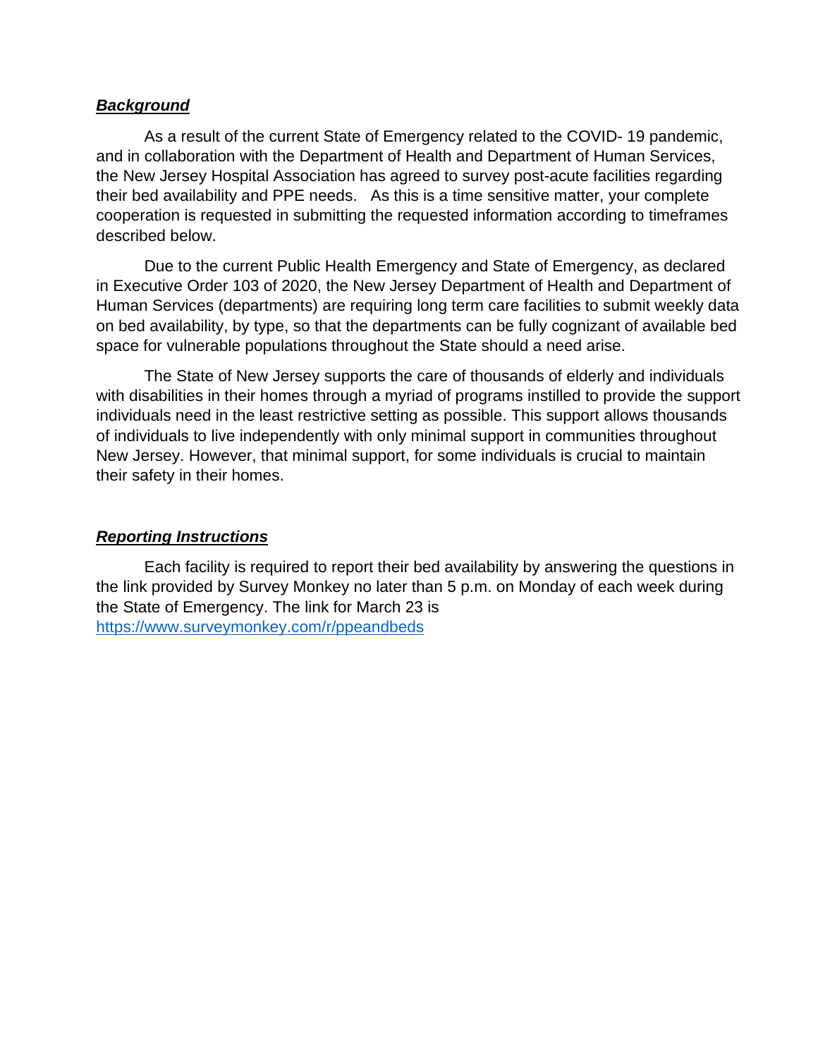***Background***

As a result of the current State of Emergency related to the COVID- 19 pandemic, and in collaboration with the Department of Health and Department of Human Services, the New Jersey Hospital Association has agreed to survey post-acute facilities regarding their bed availability and PPE needs. As this is a time sensitive matter, your complete cooperation is requested in submitting the requested information according to timeframes described below.

Due to the current Public Health Emergency and State of Emergency, as declared in Executive Order 103 of 2020, the New Jersey Department of Health and Department of Human Services (departments) are requiring long term care facilities to submit weekly data on bed availability, by type, so that the departments can be fully cognizant of available bed space for vulnerable populations throughout the State should a need arise.

The State of New Jersey supports the care of thousands of elderly and individuals with disabilities in their homes through a myriad of programs instilled to provide the support individuals need in the least restrictive setting as possible. This support allows thousands of individuals to live independently with only minimal support in communities throughout New Jersey. However, that minimal support, for some individuals is crucial to maintain their safety in their homes.

***Reporting Instructions***

Each facility is required to report their bed availability by answering the questions in the link provided by Survey Monkey no later than 5 p.m. on Monday of each week during the State of Emergency. The link for March 23 is [https://www.surveymonkey.com/r/ppeandbeds](https://www.surveymonkey.com/r/ppeandbeds)